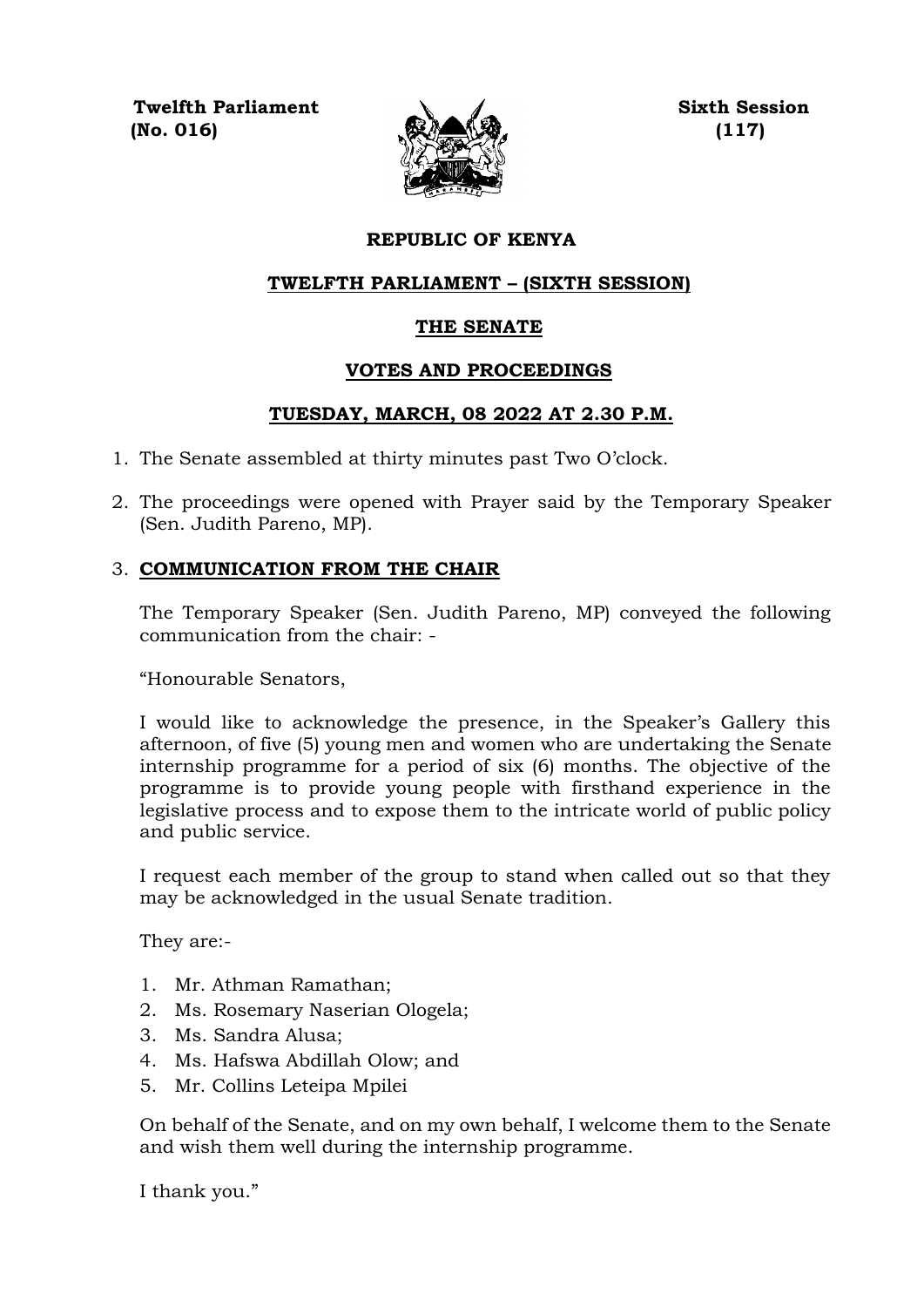**Twelfth Parliament** **Sixth Session**
**(No. 016)** **(117)**

# REPUBLIC OF KENYA

## TWELFTH PARLIAMENT – (SIXTH SESSION)

## THE SENATE

## VOTES AND PROCEEDINGS

## TUESDAY, MARCH, 08 2022 AT 2.30 P.M.

1. The Senate assembled at thirty minutes past Two O'clock.

2. The proceedings were opened with Prayer said by the Temporary Speaker (Sen. Judith Pareno, MP).

3. **COMMUNICATION FROM THE CHAIR**

   The Temporary Speaker (Sen. Judith Pareno, MP) conveyed the following communication from the chair: -

   "Honourable Senators,

   I would like to acknowledge the presence, in the Speaker's Gallery this afternoon, of five (5) young men and women who are undertaking the Senate internship programme for a period of six (6) months. The objective of the programme is to provide young people with firsthand experience in the legislative process and to expose them to the intricate world of public policy and public service.

   I request each member of the group to stand when called out so that they may be acknowledged in the usual Senate tradition.

   They are:-

   1. Mr. Athman Ramathan;
   2. Ms. Rosemary Naserian Ologela;
   3. Ms. Sandra Alusa;
   4. Ms. Hafswa Abdillah Olow; and
   5. Mr. Collins Leteipa Mpilei

   On behalf of the Senate, and on my own behalf, I welcome them to the Senate and wish them well during the internship programme.

   I thank you."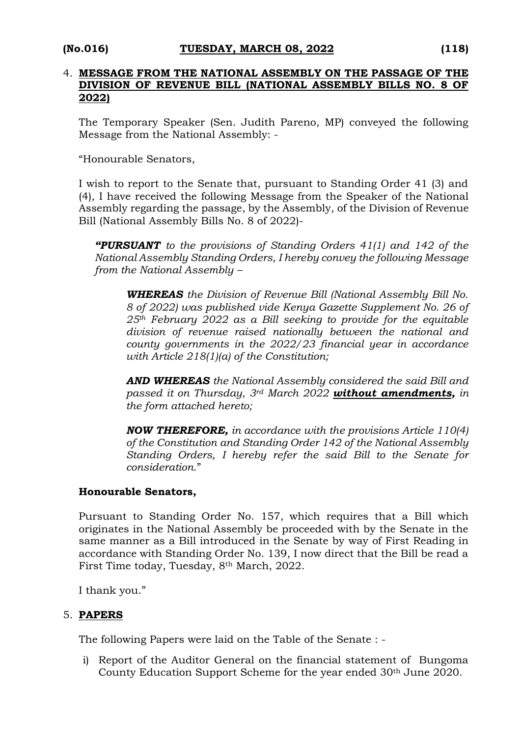4. **MESSAGE FROM THE NATIONAL ASSEMBLY ON THE PASSAGE OF THE DIVISION OF REVENUE BILL (NATIONAL ASSEMBLY BILLS NO. 8 OF 2022)**

The Temporary Speaker (Sen. Judith Pareno, MP) conveyed the following Message from the National Assembly: -

"Honourable Senators,

I wish to report to the Senate that, pursuant to Standing Order 41 (3) and (4), I have received the following Message from the Speaker of the National Assembly regarding the passage, by the Assembly, of the Division of Revenue Bill (National Assembly Bills No. 8 of 2022)-

> ***"PURSUANT*** *to the provisions of Standing Orders 41(1) and 142 of the National Assembly Standing Orders, I hereby convey the following Message from the National Assembly –*
>
> ***WHEREAS*** *the Division of Revenue Bill (National Assembly Bill No. 8 of 2022) was published vide Kenya Gazette Supplement No. 26 of 25th February 2022 as a Bill seeking to provide for the equitable division of revenue raised nationally between the national and county governments in the 2022/23 financial year in accordance with Article 218(1)(a) of the Constitution;*
>
> ***AND WHEREAS*** *the National Assembly considered the said Bill and passed it on Thursday, 3rd March 2022* ***without amendments,*** *in the form attached hereto;*
>
> ***NOW THEREFORE,*** *in accordance with the provisions Article 110(4) of the Constitution and Standing Order 142 of the National Assembly Standing Orders, I hereby refer the said Bill to the Senate for consideration.*"

**Honourable Senators,**

Pursuant to Standing Order No. 157, which requires that a Bill which originates in the National Assembly be proceeded with by the Senate in the same manner as a Bill introduced in the Senate by way of First Reading in accordance with Standing Order No. 139, I now direct that the Bill be read a First Time today, Tuesday, 8th March, 2022.

I thank you."

5. **PAPERS**

The following Papers were laid on the Table of the Senate : -

i) Report of the Auditor General on the financial statement of Bungoma County Education Support Scheme for the year ended 30th June 2020.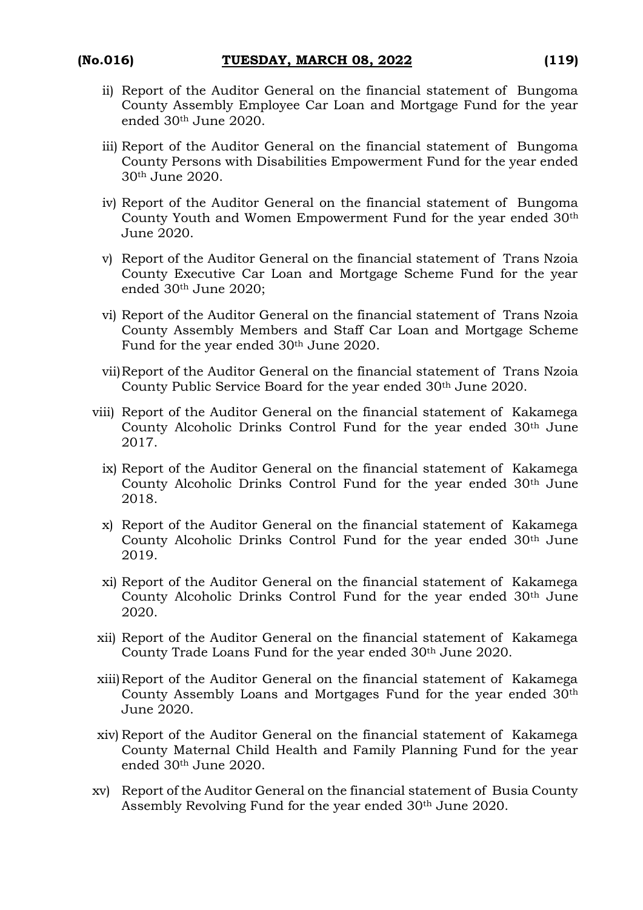ii) Report of the Auditor General on the financial statement of Bungoma County Assembly Employee Car Loan and Mortgage Fund for the year ended 30th June 2020.

iii) Report of the Auditor General on the financial statement of Bungoma County Persons with Disabilities Empowerment Fund for the year ended 30th June 2020.

iv) Report of the Auditor General on the financial statement of Bungoma County Youth and Women Empowerment Fund for the year ended 30th June 2020.

v) Report of the Auditor General on the financial statement of Trans Nzoia County Executive Car Loan and Mortgage Scheme Fund for the year ended 30th June 2020;

vi) Report of the Auditor General on the financial statement of Trans Nzoia County Assembly Members and Staff Car Loan and Mortgage Scheme Fund for the year ended 30th June 2020.

vii) Report of the Auditor General on the financial statement of Trans Nzoia County Public Service Board for the year ended 30th June 2020.

viii) Report of the Auditor General on the financial statement of Kakamega County Alcoholic Drinks Control Fund for the year ended 30th June 2017.

ix) Report of the Auditor General on the financial statement of Kakamega County Alcoholic Drinks Control Fund for the year ended 30th June 2018.

x) Report of the Auditor General on the financial statement of Kakamega County Alcoholic Drinks Control Fund for the year ended 30th June 2019.

xi) Report of the Auditor General on the financial statement of Kakamega County Alcoholic Drinks Control Fund for the year ended 30th June 2020.

xii) Report of the Auditor General on the financial statement of Kakamega County Trade Loans Fund for the year ended 30th June 2020.

xiii) Report of the Auditor General on the financial statement of Kakamega County Assembly Loans and Mortgages Fund for the year ended 30th June 2020.

xiv) Report of the Auditor General on the financial statement of Kakamega County Maternal Child Health and Family Planning Fund for the year ended 30th June 2020.

xv) Report of the Auditor General on the financial statement of Busia County Assembly Revolving Fund for the year ended 30th June 2020.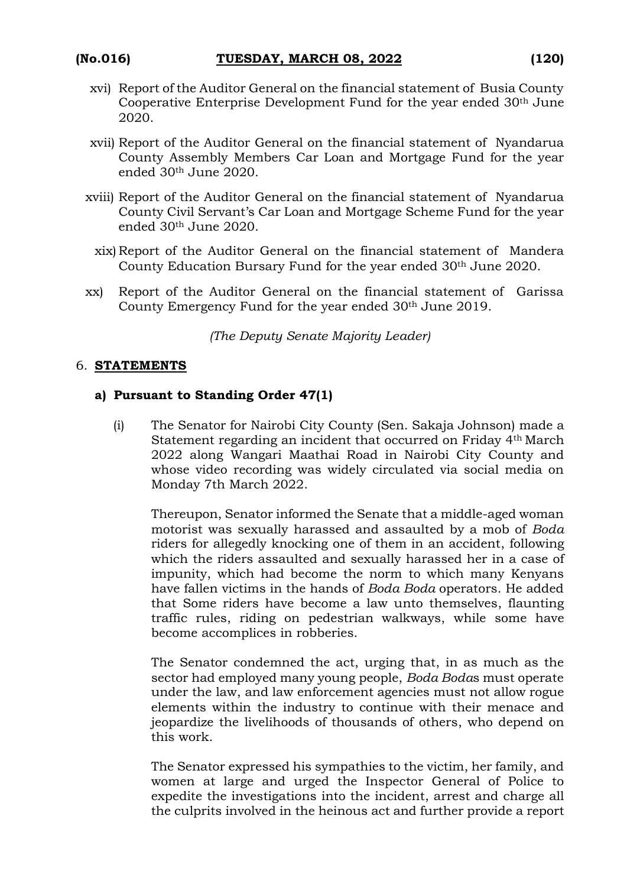xvi) Report of the Auditor General on the financial statement of Busia County Cooperative Enterprise Development Fund for the year ended 30th June 2020.

xvii) Report of the Auditor General on the financial statement of Nyandarua County Assembly Members Car Loan and Mortgage Fund for the year ended 30th June 2020.

xviii) Report of the Auditor General on the financial statement of Nyandarua County Civil Servant's Car Loan and Mortgage Scheme Fund for the year ended 30th June 2020.

xix) Report of the Auditor General on the financial statement of Mandera County Education Bursary Fund for the year ended 30th June 2020.

xx) Report of the Auditor General on the financial statement of Garissa County Emergency Fund for the year ended 30th June 2019.

*(The Deputy Senate Majority Leader)*

6. **STATEMENTS**

**a) Pursuant to Standing Order 47(1)**

(i) The Senator for Nairobi City County (Sen. Sakaja Johnson) made a Statement regarding an incident that occurred on Friday 4th March 2022 along Wangari Maathai Road in Nairobi City County and whose video recording was widely circulated via social media on Monday 7th March 2022.

Thereupon, Senator informed the Senate that a middle-aged woman motorist was sexually harassed and assaulted by a mob of *Boda* riders for allegedly knocking one of them in an accident, following which the riders assaulted and sexually harassed her in a case of impunity, which had become the norm to which many Kenyans have fallen victims in the hands of *Boda Boda* operators. He added that Some riders have become a law unto themselves, flaunting traffic rules, riding on pedestrian walkways, while some have become accomplices in robberies.

The Senator condemned the act, urging that, in as much as the sector had employed many young people, *Boda Boda*s must operate under the law, and law enforcement agencies must not allow rogue elements within the industry to continue with their menace and jeopardize the livelihoods of thousands of others, who depend on this work.

The Senator expressed his sympathies to the victim, her family, and women at large and urged the Inspector General of Police to expedite the investigations into the incident, arrest and charge all the culprits involved in the heinous act and further provide a report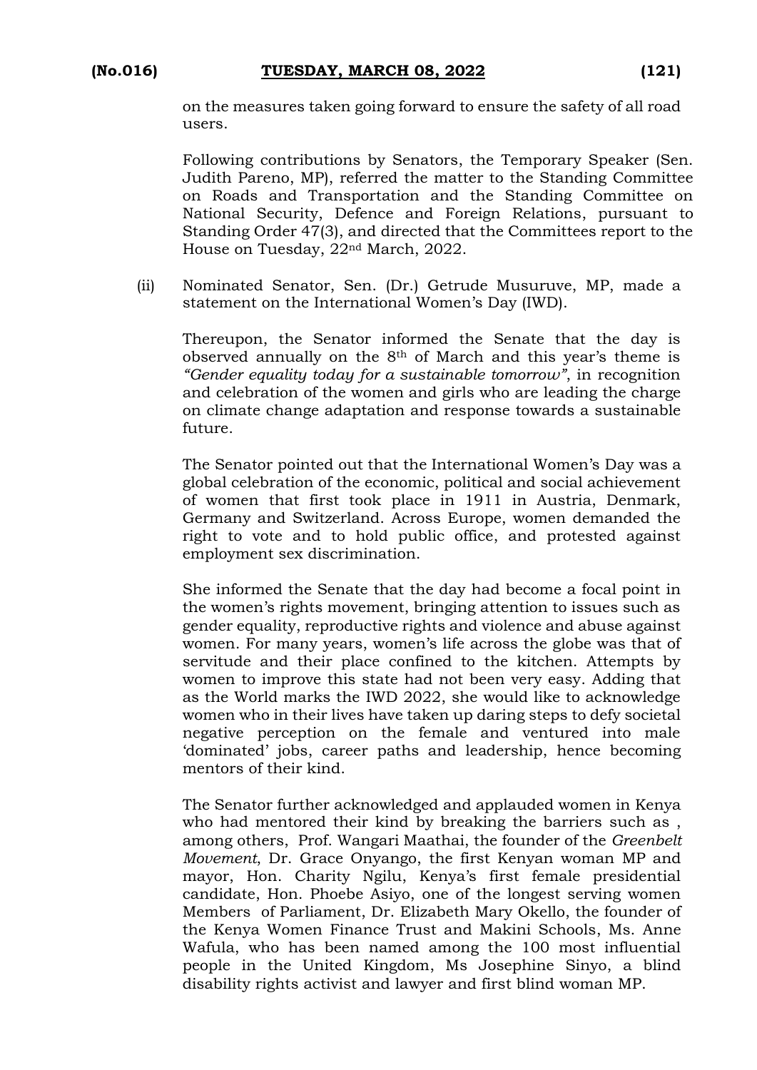on the measures taken going forward to ensure the safety of all road users.

Following contributions by Senators, the Temporary Speaker (Sen. Judith Pareno, MP), referred the matter to the Standing Committee on Roads and Transportation and the Standing Committee on National Security, Defence and Foreign Relations, pursuant to Standing Order 47(3), and directed that the Committees report to the House on Tuesday, 22nd March, 2022.

(ii) Nominated Senator, Sen. (Dr.) Getrude Musuruve, MP, made a statement on the International Women's Day (IWD).

Thereupon, the Senator informed the Senate that the day is observed annually on the 8th of March and this year's theme is *"Gender equality today for a sustainable tomorrow"*, in recognition and celebration of the women and girls who are leading the charge on climate change adaptation and response towards a sustainable future.

The Senator pointed out that the International Women's Day was a global celebration of the economic, political and social achievement of women that first took place in 1911 in Austria, Denmark, Germany and Switzerland. Across Europe, women demanded the right to vote and to hold public office, and protested against employment sex discrimination.

She informed the Senate that the day had become a focal point in the women's rights movement, bringing attention to issues such as gender equality, reproductive rights and violence and abuse against women. For many years, women's life across the globe was that of servitude and their place confined to the kitchen. Attempts by women to improve this state had not been very easy. Adding that as the World marks the IWD 2022, she would like to acknowledge women who in their lives have taken up daring steps to defy societal negative perception on the female and ventured into male 'dominated' jobs, career paths and leadership, hence becoming mentors of their kind.

The Senator further acknowledged and applauded women in Kenya who had mentored their kind by breaking the barriers such as , among others, Prof. Wangari Maathai, the founder of the *Greenbelt Movement*, Dr. Grace Onyango, the first Kenyan woman MP and mayor, Hon. Charity Ngilu, Kenya's first female presidential candidate, Hon. Phoebe Asiyo, one of the longest serving women Members of Parliament, Dr. Elizabeth Mary Okello, the founder of the Kenya Women Finance Trust and Makini Schools, Ms. Anne Wafula, who has been named among the 100 most influential people in the United Kingdom, Ms Josephine Sinyo, a blind disability rights activist and lawyer and first blind woman MP.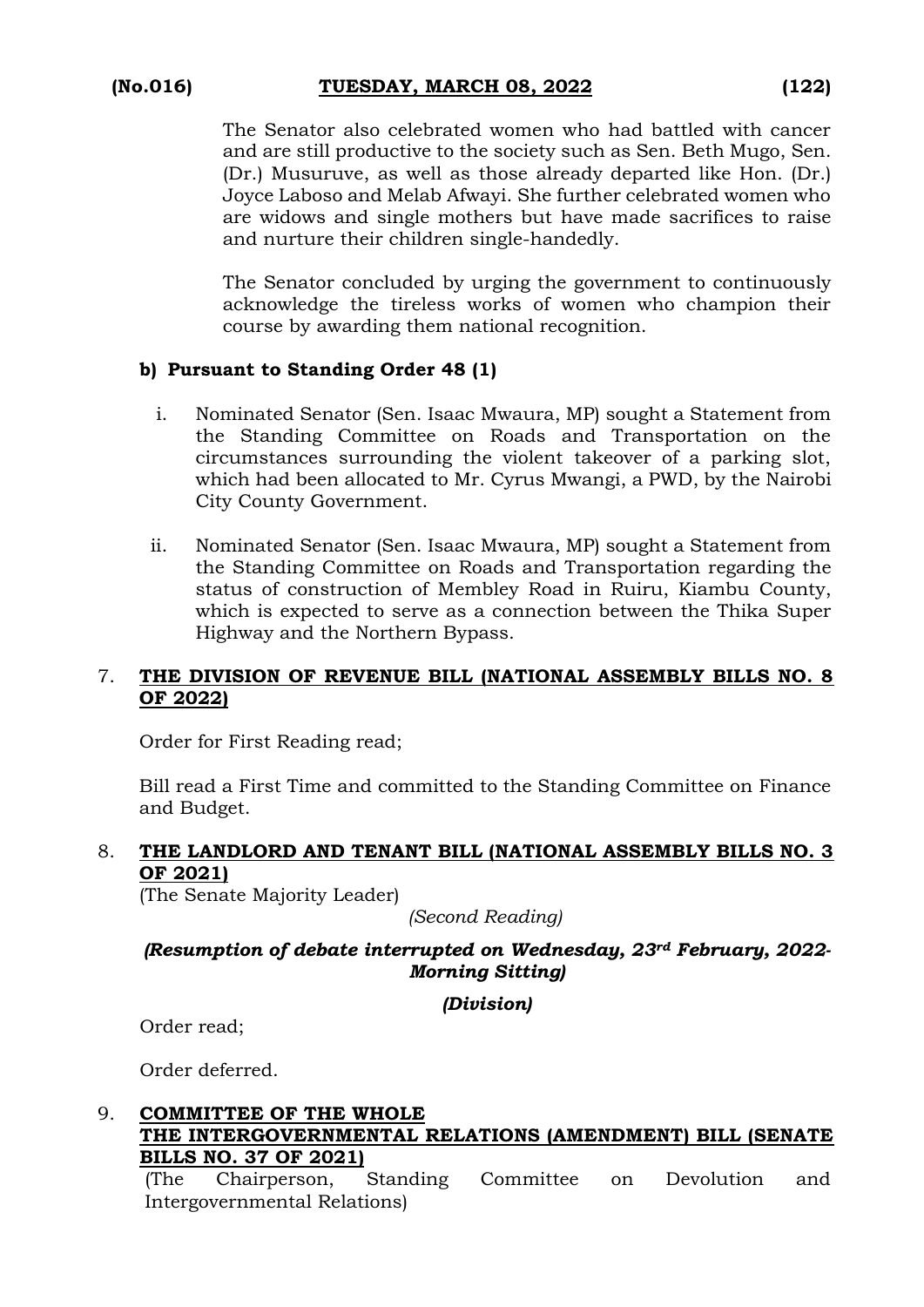The Senator also celebrated women who had battled with cancer and are still productive to the society such as Sen. Beth Mugo, Sen. (Dr.) Musuruve, as well as those already departed like Hon. (Dr.) Joyce Laboso and Melab Afwayi. She further celebrated women who are widows and single mothers but have made sacrifices to raise and nurture their children single-handedly.

The Senator concluded by urging the government to continuously acknowledge the tireless works of women who champion their course by awarding them national recognition.

**b) Pursuant to Standing Order 48 (1)**

i. Nominated Senator (Sen. Isaac Mwaura, MP) sought a Statement from the Standing Committee on Roads and Transportation on the circumstances surrounding the violent takeover of a parking slot, which had been allocated to Mr. Cyrus Mwangi, a PWD, by the Nairobi City County Government.

ii. Nominated Senator (Sen. Isaac Mwaura, MP) sought a Statement from the Standing Committee on Roads and Transportation regarding the status of construction of Membley Road in Ruiru, Kiambu County, which is expected to serve as a connection between the Thika Super Highway and the Northern Bypass.

7. **THE DIVISION OF REVENUE BILL (NATIONAL ASSEMBLY BILLS NO. 8 OF 2022)**

Order for First Reading read;

Bill read a First Time and committed to the Standing Committee on Finance and Budget.

8. **THE LANDLORD AND TENANT BILL (NATIONAL ASSEMBLY BILLS NO. 3 OF 2021)**
(The Senate Majority Leader)

*(Second Reading)*

***(Resumption of debate interrupted on Wednesday, 23rd February, 2022-Morning Sitting)***

***(Division)***

Order read;

Order deferred.

9. **COMMITTEE OF THE WHOLE**
**THE INTERGOVERNMENTAL RELATIONS (AMENDMENT) BILL (SENATE BILLS NO. 37 OF 2021)**
(The Chairperson, Standing Committee on Devolution and Intergovernmental Relations)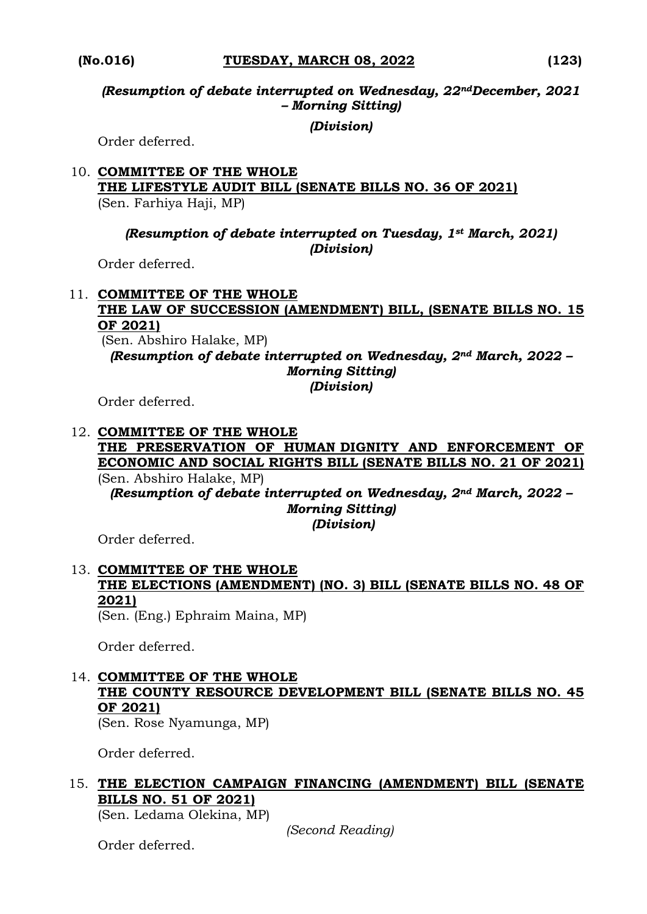*(Resumption of debate interrupted on Wednesday, 22nd December, 2021 – Morning Sitting)*

*(Division)*

Order deferred.

10. **COMMITTEE OF THE WHOLE**
**THE LIFESTYLE AUDIT BILL (SENATE BILLS NO. 36 OF 2021)**
(Sen. Farhiya Haji, MP)

*(Resumption of debate interrupted on Tuesday, 1st March, 2021)*
*(Division)*

Order deferred.

11. **COMMITTEE OF THE WHOLE**
**THE LAW OF SUCCESSION (AMENDMENT) BILL, (SENATE BILLS NO. 15 OF 2021)**
(Sen. Abshiro Halake, MP)

*(Resumption of debate interrupted on Wednesday, 2nd March, 2022 – Morning Sitting)*
*(Division)*

Order deferred.

12. **COMMITTEE OF THE WHOLE**
**THE PRESERVATION OF HUMAN DIGNITY AND ENFORCEMENT OF ECONOMIC AND SOCIAL RIGHTS BILL (SENATE BILLS NO. 21 OF 2021)**
(Sen. Abshiro Halake, MP)

*(Resumption of debate interrupted on Wednesday, 2nd March, 2022 – Morning Sitting)*
*(Division)*

Order deferred.

13. **COMMITTEE OF THE WHOLE**
**THE ELECTIONS (AMENDMENT) (NO. 3) BILL (SENATE BILLS NO. 48 OF 2021)**
(Sen. (Eng.) Ephraim Maina, MP)

Order deferred.

14. **COMMITTEE OF THE WHOLE**
**THE COUNTY RESOURCE DEVELOPMENT BILL (SENATE BILLS NO. 45 OF 2021)**
(Sen. Rose Nyamunga, MP)

Order deferred.

15. **THE ELECTION CAMPAIGN FINANCING (AMENDMENT) BILL (SENATE BILLS NO. 51 OF 2021)**
(Sen. Ledama Olekina, MP)

*(Second Reading)*

Order deferred.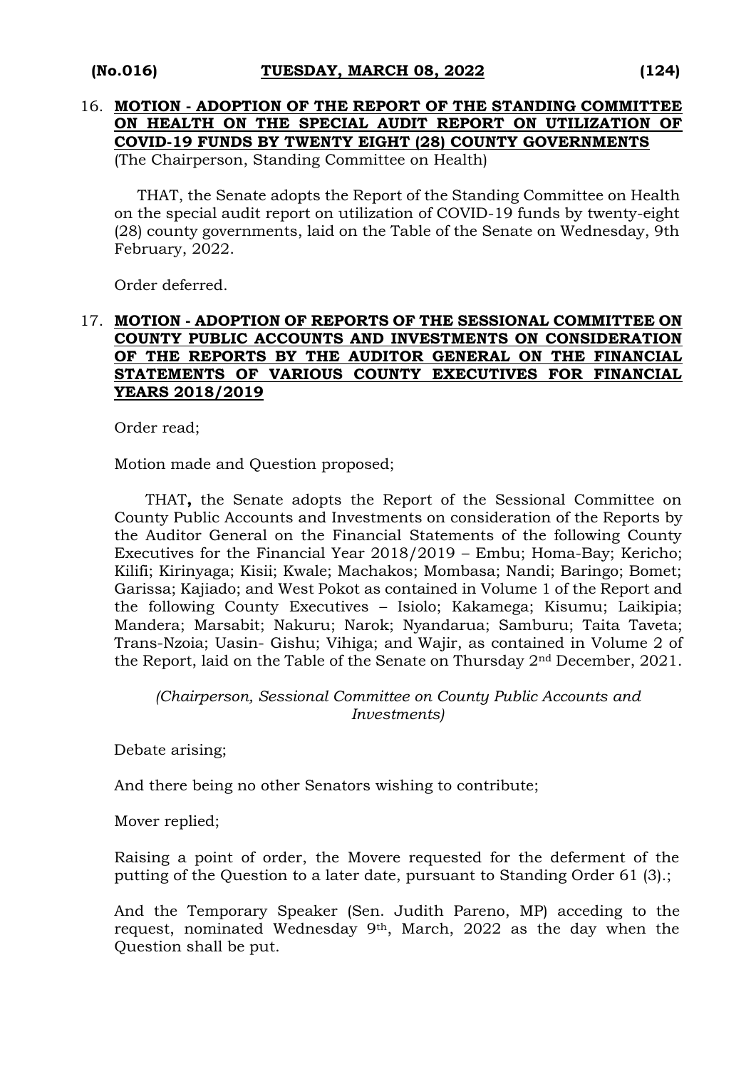16. **MOTION - ADOPTION OF THE REPORT OF THE STANDING COMMITTEE ON HEALTH ON THE SPECIAL AUDIT REPORT ON UTILIZATION OF COVID-19 FUNDS BY TWENTY EIGHT (28) COUNTY GOVERNMENTS**
(The Chairperson, Standing Committee on Health)

THAT, the Senate adopts the Report of the Standing Committee on Health on the special audit report on utilization of COVID-19 funds by twenty-eight (28) county governments, laid on the Table of the Senate on Wednesday, 9th February, 2022.

Order deferred.

17. **MOTION - ADOPTION OF REPORTS OF THE SESSIONAL COMMITTEE ON COUNTY PUBLIC ACCOUNTS AND INVESTMENTS ON CONSIDERATION OF THE REPORTS BY THE AUDITOR GENERAL ON THE FINANCIAL STATEMENTS OF VARIOUS COUNTY EXECUTIVES FOR FINANCIAL YEARS 2018/2019**

Order read;

Motion made and Question proposed;

THAT**,** the Senate adopts the Report of the Sessional Committee on County Public Accounts and Investments on consideration of the Reports by the Auditor General on the Financial Statements of the following County Executives for the Financial Year 2018/2019 – Embu; Homa-Bay; Kericho; Kilifi; Kirinyaga; Kisii; Kwale; Machakos; Mombasa; Nandi; Baringo; Bomet; Garissa; Kajiado; and West Pokot as contained in Volume 1 of the Report and the following County Executives – Isiolo; Kakamega; Kisumu; Laikipia; Mandera; Marsabit; Nakuru; Narok; Nyandarua; Samburu; Taita Taveta; Trans-Nzoia; Uasin- Gishu; Vihiga; and Wajir, as contained in Volume 2 of the Report, laid on the Table of the Senate on Thursday 2nd December, 2021.

*(Chairperson, Sessional Committee on County Public Accounts and Investments)*

Debate arising;

And there being no other Senators wishing to contribute;

Mover replied;

Raising a point of order, the Movere requested for the deferment of the putting of the Question to a later date, pursuant to Standing Order 61 (3).;

And the Temporary Speaker (Sen. Judith Pareno, MP) acceding to the request, nominated Wednesday 9th, March, 2022 as the day when the Question shall be put.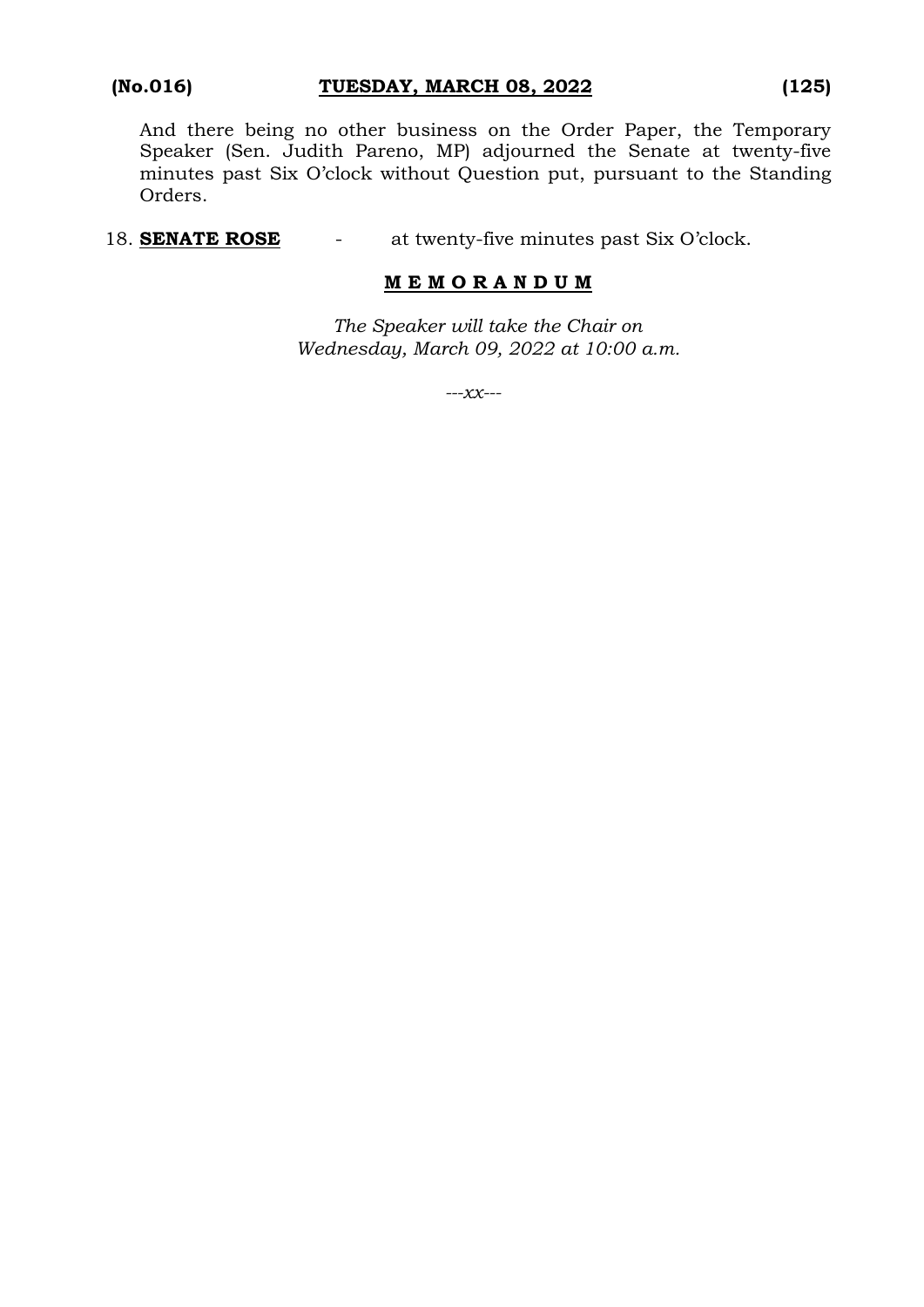And there being no other business on the Order Paper, the Temporary Speaker (Sen. Judith Pareno, MP) adjourned the Senate at twenty-five minutes past Six O'clock without Question put, pursuant to the Standing Orders.

18. **SENATE ROSE** - at twenty-five minutes past Six O'clock.

## M E M O R A N D U M

*The Speaker will take the Chair on Wednesday, March 09, 2022 at 10:00 a.m.*

---*xx*---